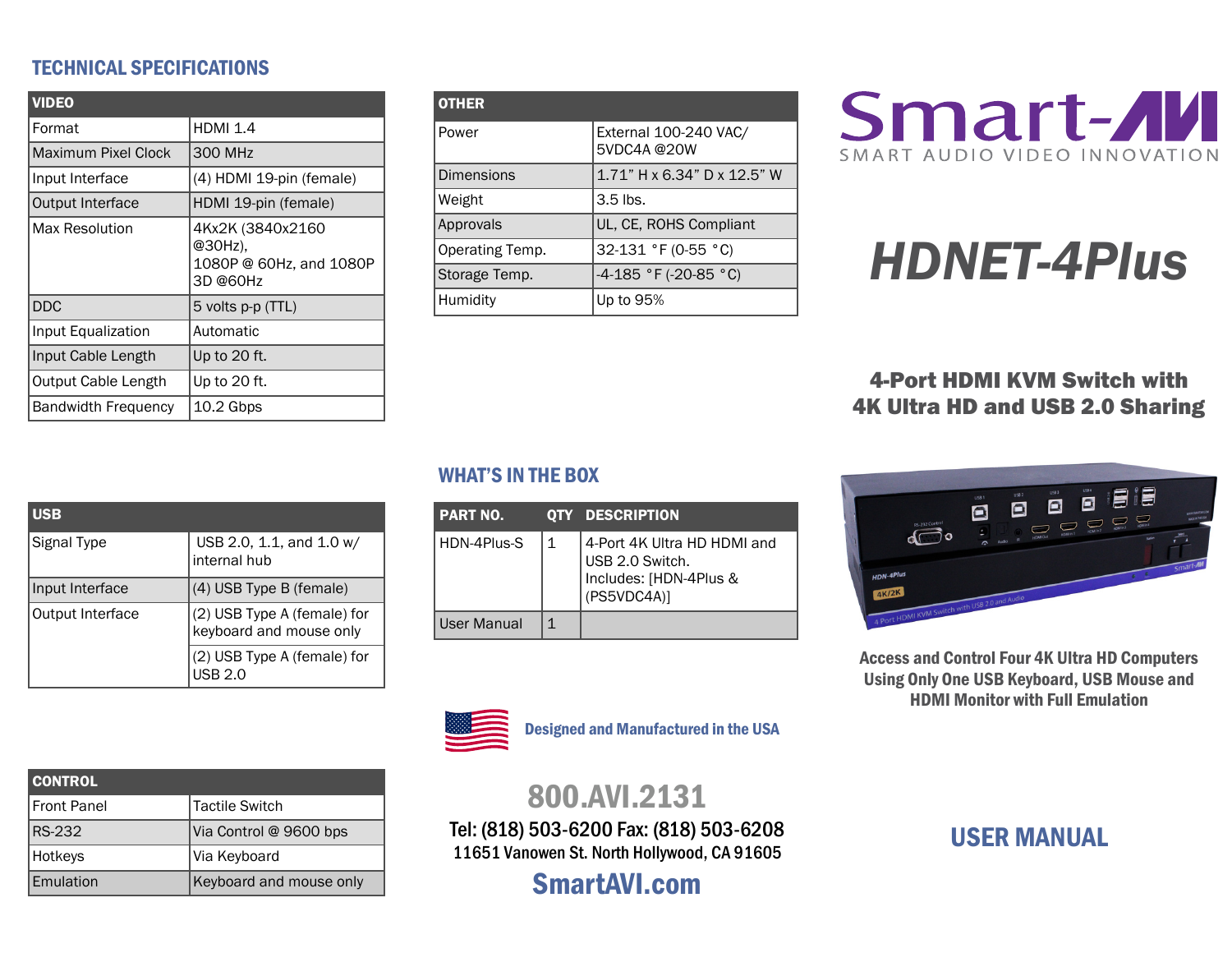# TECHNICAL SPECIFICATIONS

| VIDEO | |
|---|---|
| Format | HDMI 1.4 |
| Maximum Pixel Clock | 300 MHz |
| Input Interface | (4) HDMI 19-pin (female) |
| Output Interface | HDMI 19-pin (female) |
| Max Resolution | 4Kx2K (3840x2160 @30Hz), 1080P @ 60Hz, and 1080P 3D @60Hz |
| DDC | 5 volts p-p (TTL) |
| Input Equalization | Automatic |
| Input Cable Length | Up to 20 ft. |
| Output Cable Length | Up to 20 ft. |
| Bandwidth Frequency | 10.2 Gbps |

| USB | |
|---|---|
| Signal Type | USB 2.0, 1.1, and 1.0 w/ internal hub |
| Input Interface | (4) USB Type B (female) |
| Output Interface | (2) USB Type A (female) for keyboard and mouse only |
| | (2) USB Type A (female) for USB 2.0 |

| CONTROL | |
|---|---|
| Front Panel | Tactile Switch |
| RS-232 | Via Control @ 9600 bps |
| Hotkeys | Via Keyboard |
| Emulation | Keyboard and mouse only |

| OTHER | |
|---|---|
| Power | External 100-240 VAC/ 5VDC4A @20W |
| Dimensions | 1.71” H x 6.34” D x 12.5” W |
| Weight | 3.5 lbs. |
| Approvals | UL, CE, ROHS Compliant |
| Operating Temp. | 32-131 °F (0-55 °C) |
| Storage Temp. | -4-185 °F (-20-85 °C) |
| Humidity | Up to 95% |

## WHAT’S IN THE BOX

| PART NO. | QTY | DESCRIPTION |
|---|---|---|
| HDN-4Plus-S | 1 | 4-Port 4K Ultra HD HDMI and USB 2.0 Switch. Includes: [HDN-4Plus & (PS5VDC4A)] |
| User Manual | 1 | |

Designed and Manufactured in the USA

**800.AVI.2131**

Tel: (818) 503-6200 Fax: (818) 503-6208

11651 Vanowen St. North Hollywood, CA 91605

**SmartAVI.com**

Smart-AVI

SMART AUDIO VIDEO INNOVATION

# HDNET-4Plus

## 4-Port HDMI KVM Switch with 4K Ultra HD and USB 2.0 Sharing

**Access and Control Four 4K Ultra HD Computers Using Only One USB Keyboard, USB Mouse and HDMI Monitor with Full Emulation**

# USER MANUAL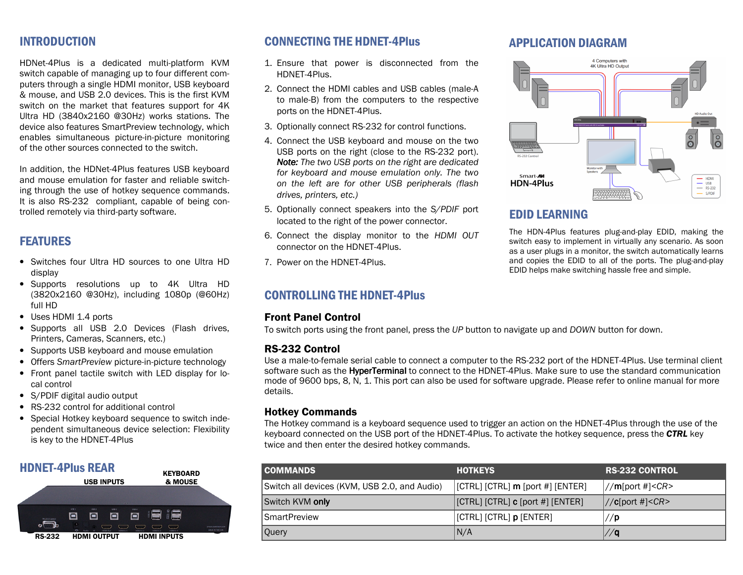## INTRODUCTION

HDNet-4Plus is a dedicated multi-platform KVM switch capable of managing up to four different computers through a single HDMI monitor, USB keyboard & mouse, and USB 2.0 devices. This is the first KVM switch on the market that features support for 4K Ultra HD (3840x2160 @30Hz) works stations. The device also features SmartPreview technology, which enables simultaneous picture-in-picture monitoring of the other sources connected to the switch.

In addition, the HDNet-4Plus features USB keyboard and mouse emulation for faster and reliable switching through the use of hotkey sequence commands. It is also RS-232 compliant, capable of being controlled remotely via third-party software.

## FEATURES

- Switches four Ultra HD sources to one Ultra HD display
- Supports resolutions up to 4K Ultra HD (3820x2160 @30Hz), including 1080p (@60Hz) full HD
- Uses HDMI 1.4 ports
- Supports all USB 2.0 Devices (Flash drives, Printers, Cameras, Scanners, etc.)
- Supports USB keyboard and mouse emulation
- Offers *SmartPreview* picture-in-picture technology
- Front panel tactile switch with LED display for local control
- S/PDIF digital audio output
- RS-232 control for additional control
- Special Hotkey keyboard sequence to switch independent simultaneous device selection: Flexibility is key to the HDNET-4Plus

## HDNET-4Plus REAR

USB INPUTS

KEYBOARD & MOUSE

RS-232

HDMI OUTPUT

HDMI INPUTS

## CONNECTING THE HDNET-4Plus

1. Ensure that power is disconnected from the HDNET-4Plus.
2. Connect the HDMI cables and USB cables (male-A to male-B) from the computers to the respective ports on the HDNET-4Plus.
3. Optionally connect RS-232 for control functions.
4. Connect the USB keyboard and mouse on the two USB ports on the right (close to the RS-232 port). ***Note:*** *The two USB ports on the right are dedicated for keyboard and mouse emulation only. The two on the left are for other USB peripherals (flash drives, printers, etc.)*
5. Optionally connect speakers into the *S/PDIF* port located to the right of the power connector.
6. Connect the display monitor to the *HDMI OUT* connector on the HDNET-4Plus.
7. Power on the HDNET-4Plus.

## APPLICATION DIAGRAM

4 Computers with 4K Ultra HD Output

HD Audio Out

RS-232 Control

Monitor with Speakers

Smart-AVI HDN-4Plus

HDMI

USB

RS-232

S/PDIF

## EDID LEARNING

The HDN-4Plus features plug-and-play EDID, making the switch easy to implement in virtually any scenario. As soon as a user plugs in a monitor, the switch automatically learns and copies the EDID to all of the ports. The plug-and-play EDID helps make switching hassle free and simple.

## CONTROLLING THE HDNET-4Plus

### Front Panel Control

To switch ports using the front panel, press the *UP* button to navigate up and *DOWN* button for down.

### RS-232 Control

Use a male-to-female serial cable to connect a computer to the RS-232 port of the HDNET-4Plus. Use terminal client software such as the HyperTerminal to connect to the HDNET-4Plus. Make sure to use the standard communication mode of 9600 bps, 8, N, 1. This port can also be used for software upgrade. Please refer to online manual for more details.

### Hotkey Commands

The Hotkey command is a keyboard sequence used to trigger an action on the HDNET-4Plus through the use of the keyboard connected on the USB port of the HDNET-4Plus. To activate the hotkey sequence, press the ***CTRL*** key twice and then enter the desired hotkey commands.

| COMMANDS | HOTKEYS | RS-232 CONTROL |
|---|---|---|
| Switch all devices (KVM, USB 2.0, and Audio) | [CTRL] [CTRL] **m** [port #] [ENTER] | //**m**[port #]<*CR*> |
| Switch KVM **only** | [CTRL] [CTRL] **c** [port #] [ENTER] | //**c**[port #]<*CR*> |
| SmartPreview | [CTRL] [CTRL] **p** [ENTER] | //**p** |
| Query | N/A | //**q** |